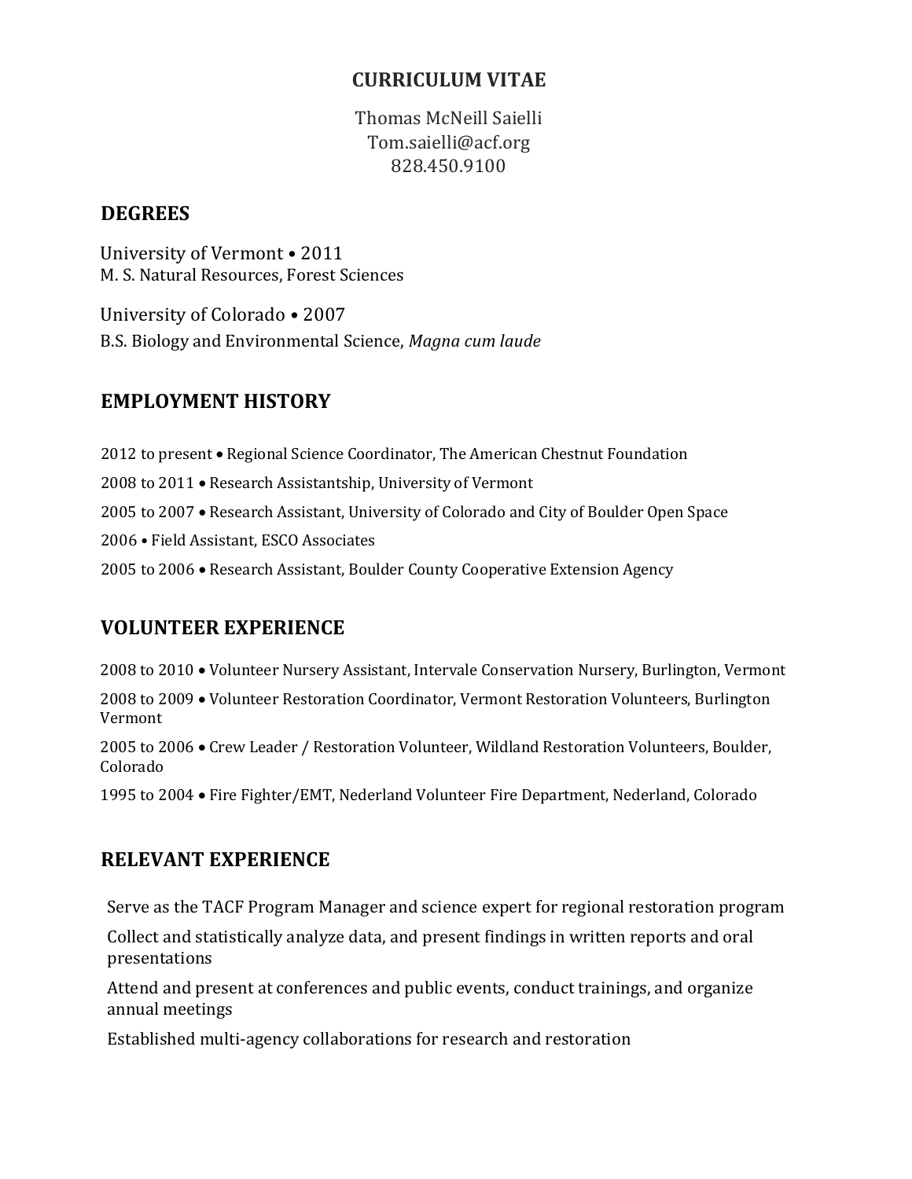# CURRICULUM VITAE

Thomas McNeill Saielli
Tom.saielli@acf.org
828.450.9100

## DEGREES

University of Vermont • 2011
M. S. Natural Resources, Forest Sciences

University of Colorado • 2007
B.S. Biology and Environmental Science, *Magna cum laude*

## EMPLOYMENT HISTORY

2012 to present • Regional Science Coordinator, The American Chestnut Foundation

2008 to 2011 • Research Assistantship, University of Vermont

2005 to 2007 • Research Assistant, University of Colorado and City of Boulder Open Space

2006 • Field Assistant, ESCO Associates

2005 to 2006 • Research Assistant, Boulder County Cooperative Extension Agency

## VOLUNTEER EXPERIENCE

2008 to 2010 • Volunteer Nursery Assistant, Intervale Conservation Nursery, Burlington, Vermont

2008 to 2009 • Volunteer Restoration Coordinator, Vermont Restoration Volunteers, Burlington Vermont

2005 to 2006 • Crew Leader / Restoration Volunteer, Wildland Restoration Volunteers, Boulder, Colorado

1995 to 2004 • Fire Fighter/EMT, Nederland Volunteer Fire Department, Nederland, Colorado

## RELEVANT EXPERIENCE

Serve as the TACF Program Manager and science expert for regional restoration program

Collect and statistically analyze data, and present findings in written reports and oral presentations

Attend and present at conferences and public events, conduct trainings, and organize annual meetings

Established multi-agency collaborations for research and restoration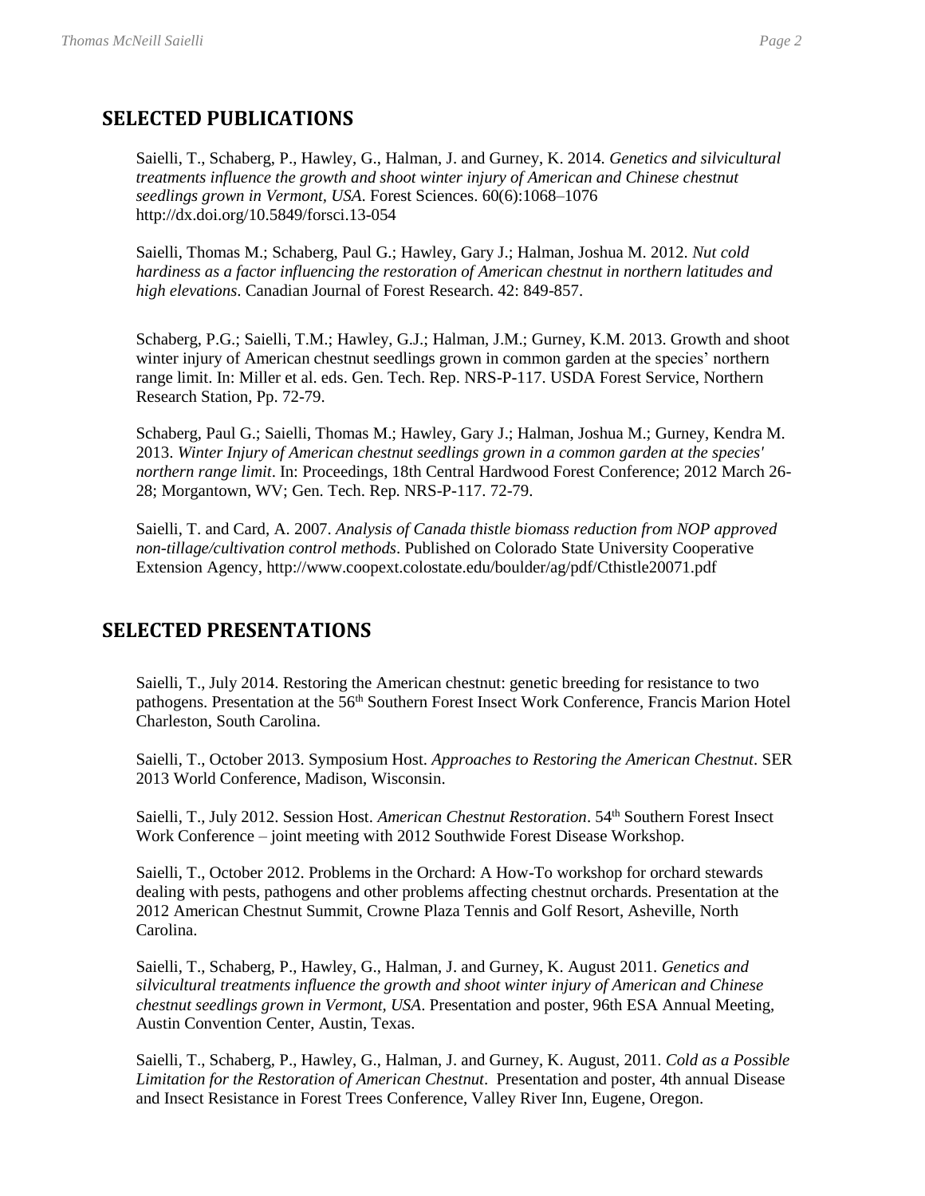## SELECTED PUBLICATIONS

Saielli, T., Schaberg, P., Hawley, G., Halman, J. and Gurney, K. 2014. *Genetics and silvicultural treatments influence the growth and shoot winter injury of American and Chinese chestnut seedlings grown in Vermont, USA*. Forest Sciences. 60(6):1068–1076 http://dx.doi.org/10.5849/forsci.13-054

Saielli, Thomas M.; Schaberg, Paul G.; Hawley, Gary J.; Halman, Joshua M. 2012. *Nut cold hardiness as a factor influencing the restoration of American chestnut in northern latitudes and high elevations*. Canadian Journal of Forest Research. 42: 849-857.

Schaberg, P.G.; Saielli, T.M.; Hawley, G.J.; Halman, J.M.; Gurney, K.M. 2013. Growth and shoot winter injury of American chestnut seedlings grown in common garden at the species' northern range limit. In: Miller et al. eds. Gen. Tech. Rep. NRS-P-117. USDA Forest Service, Northern Research Station, Pp. 72-79.

Schaberg, Paul G.; Saielli, Thomas M.; Hawley, Gary J.; Halman, Joshua M.; Gurney, Kendra M. 2013. *Winter Injury of American chestnut seedlings grown in a common garden at the species' northern range limit*. In: Proceedings, 18th Central Hardwood Forest Conference; 2012 March 26-28; Morgantown, WV; Gen. Tech. Rep. NRS-P-117. 72-79.

Saielli, T. and Card, A. 2007. *Analysis of Canada thistle biomass reduction from NOP approved non-tillage/cultivation control methods*. Published on Colorado State University Cooperative Extension Agency, http://www.coopext.colostate.edu/boulder/ag/pdf/Cthistle20071.pdf

## SELECTED PRESENTATIONS

Saielli, T., July 2014. Restoring the American chestnut: genetic breeding for resistance to two pathogens. Presentation at the 56th Southern Forest Insect Work Conference, Francis Marion Hotel Charleston, South Carolina.

Saielli, T., October 2013. Symposium Host. *Approaches to Restoring the American Chestnut*. SER 2013 World Conference, Madison, Wisconsin.

Saielli, T., July 2012. Session Host. *American Chestnut Restoration*. 54th Southern Forest Insect Work Conference – joint meeting with 2012 Southwide Forest Disease Workshop.

Saielli, T., October 2012. Problems in the Orchard: A How-To workshop for orchard stewards dealing with pests, pathogens and other problems affecting chestnut orchards. Presentation at the 2012 American Chestnut Summit, Crowne Plaza Tennis and Golf Resort, Asheville, North Carolina.

Saielli, T., Schaberg, P., Hawley, G., Halman, J. and Gurney, K. August 2011. *Genetics and silvicultural treatments influence the growth and shoot winter injury of American and Chinese chestnut seedlings grown in Vermont, USA*. Presentation and poster, 96th ESA Annual Meeting, Austin Convention Center, Austin, Texas.

Saielli, T., Schaberg, P., Hawley, G., Halman, J. and Gurney, K. August, 2011. *Cold as a Possible Limitation for the Restoration of American Chestnut*. Presentation and poster, 4th annual Disease and Insect Resistance in Forest Trees Conference, Valley River Inn, Eugene, Oregon.